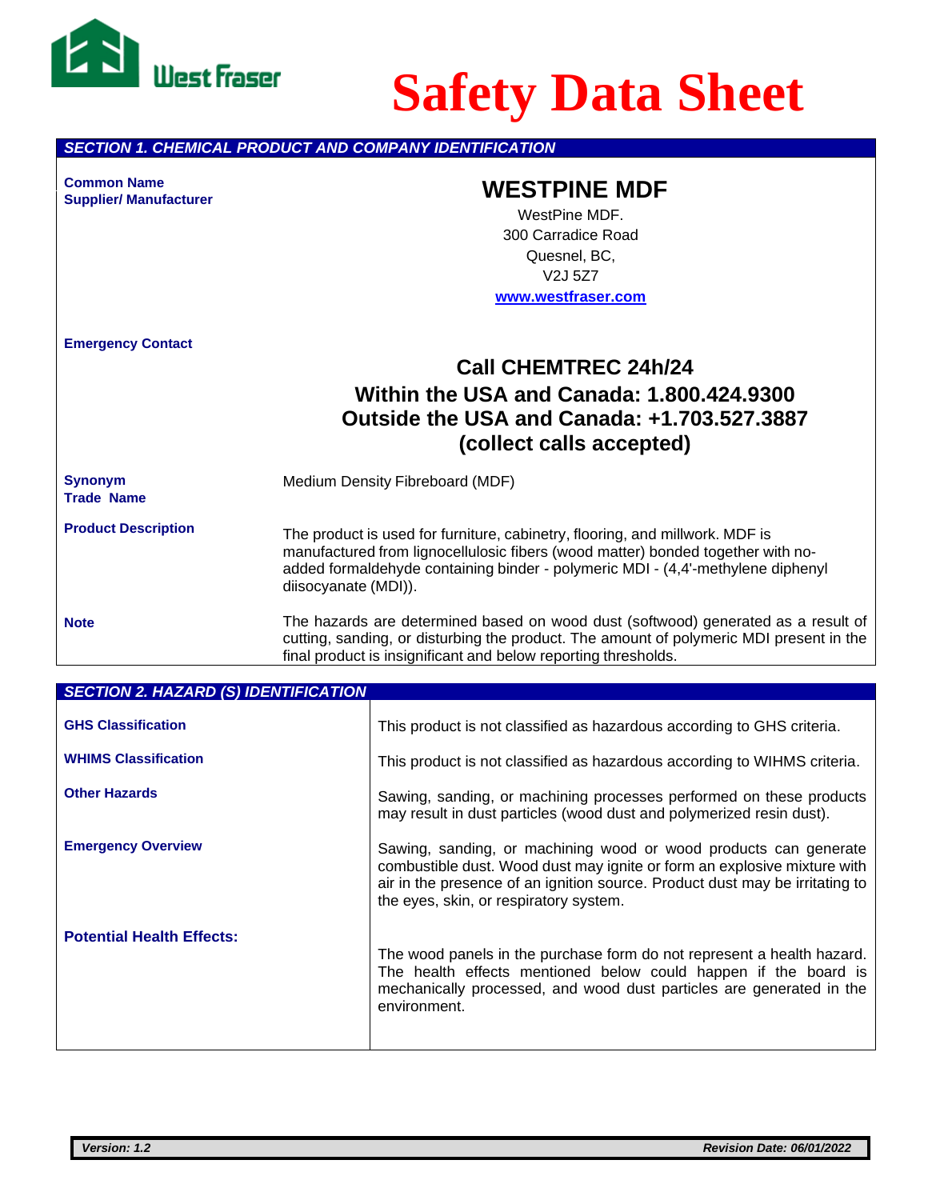# Safety Data Sheet

## SECTION 1. CHEMICAL PRODUCT AND COMPANY IDENTIFICATION

| | |
|---|---|
| **Common Name** | **WESTPINE MDF** |
| **Supplier/ Manufacturer** | WestPine MDF.<br>300 Carradice Road<br>Quesnel, BC,<br>V2J 5Z7<br>www.westfraser.com |
| **Emergency Contact** | **Call CHEMTREC 24h/24**<br>**Within the USA and Canada: 1.800.424.9300**<br>**Outside the USA and Canada: +1.703.527.3887**<br>**(collect calls accepted)** |
| **Synonym**<br>**Trade Name** | Medium Density Fibreboard (MDF) |
| **Product Description** | The product is used for furniture, cabinetry, flooring, and millwork. MDF is manufactured from lignocellulosic fibers (wood matter) bonded together with no-added formaldehyde containing binder - polymeric MDI - (4,4'-methylene diphenyl diisocyanate (MDI)). |
| **Note** | The hazards are determined based on wood dust (softwood) generated as a result of cutting, sanding, or disturbing the product. The amount of polymeric MDI present in the final product is insignificant and below reporting thresholds. |

## SECTION 2. HAZARD (S) IDENTIFICATION

| | |
|---|---|
| **GHS Classification** | This product is not classified as hazardous according to GHS criteria. |
| **WHIMS Classification** | This product is not classified as hazardous according to WIHMS criteria. |
| **Other Hazards** | Sawing, sanding, or machining processes performed on these products may result in dust particles (wood dust and polymerized resin dust). |
| **Emergency Overview** | Sawing, sanding, or machining wood or wood products can generate combustible dust. Wood dust may ignite or form an explosive mixture with air in the presence of an ignition source. Product dust may be irritating to the eyes, skin, or respiratory system. |
| **Potential Health Effects:** | The wood panels in the purchase form do not represent a health hazard. The health effects mentioned below could happen if the board is mechanically processed, and wood dust particles are generated in the environment. |

*Version: 1.2* *Revision Date: 06/01/2022*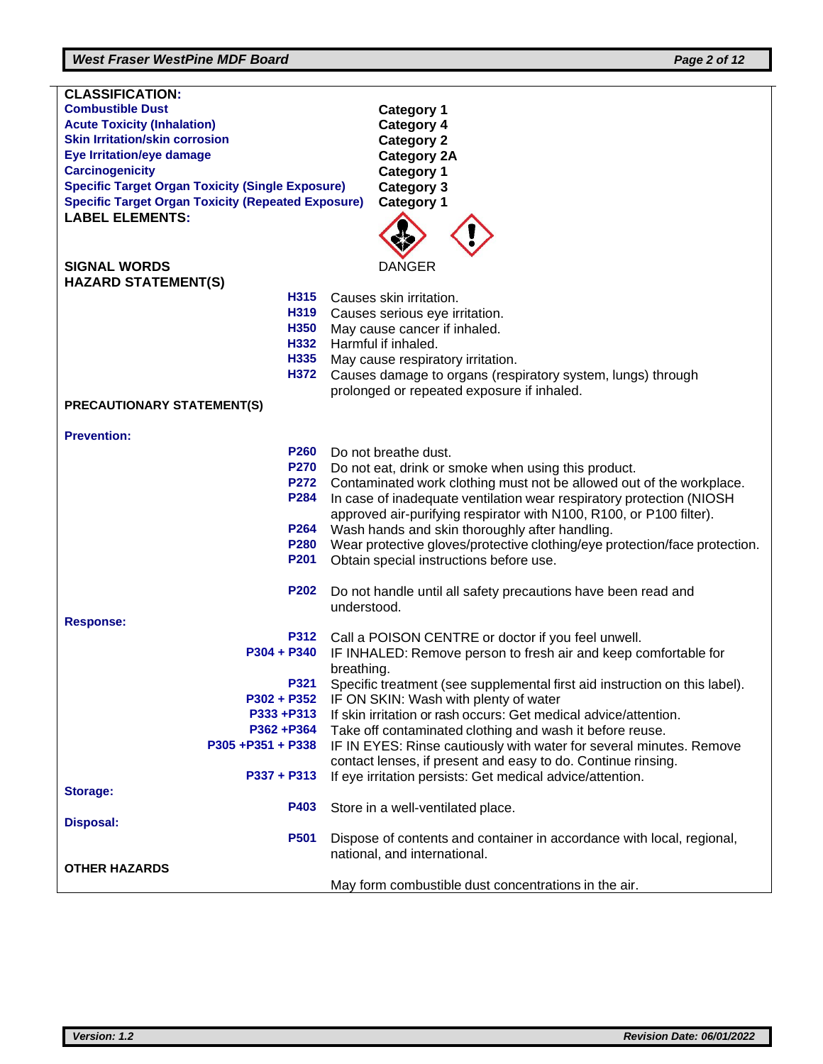**CLASSIFICATION:**

| | |
|---|---|
| **Combustible Dust** | **Category 1** |
| **Acute Toxicity (Inhalation)** | **Category 4** |
| **Skin Irritation/skin corrosion** | **Category 2** |
| **Eye Irritation/eye damage** | **Category 2A** |
| **Carcinogenicity** | **Category 1** |
| **Specific Target Organ Toxicity (Single Exposure)** | **Category 3** |
| **Specific Target Organ Toxicity (Repeated Exposure)** | **Category 1** |

**LABEL ELEMENTS:**

**SIGNAL WORDS** DANGER

**HAZARD STATEMENT(S)**

| | |
|---|---|
| **H315** | Causes skin irritation. |
| **H319** | Causes serious eye irritation. |
| **H350** | May cause cancer if inhaled. |
| **H332** | Harmful if inhaled. |
| **H335** | May cause respiratory irritation. |
| **H372** | Causes damage to organs (respiratory system, lungs) through prolonged or repeated exposure if inhaled. |

**PRECAUTIONARY STATEMENT(S)**

**Prevention:**

| | |
|---|---|
| **P260** | Do not breathe dust. |
| **P270** | Do not eat, drink or smoke when using this product. |
| **P272** | Contaminated work clothing must not be allowed out of the workplace. |
| **P284** | In case of inadequate ventilation wear respiratory protection (NIOSH approved air-purifying respirator with N100, R100, or P100 filter). |
| **P264** | Wash hands and skin thoroughly after handling. |
| **P280** | Wear protective gloves/protective clothing/eye protection/face protection. |
| **P201** | Obtain special instructions before use. |
| **P202** | Do not handle until all safety precautions have been read and understood. |

**Response:**

| | |
|---|---|
| **P312** | Call a POISON CENTRE or doctor if you feel unwell. |
| **P304 + P340** | IF INHALED: Remove person to fresh air and keep comfortable for breathing. |
| **P321** | Specific treatment (see supplemental first aid instruction on this label). |
| **P302 + P352** | IF ON SKIN: Wash with plenty of water |
| **P333 +P313** | If skin irritation or rash occurs: Get medical advice/attention. |
| **P362 +P364** | Take off contaminated clothing and wash it before reuse. |
| **P305 +P351 + P338** | IF IN EYES: Rinse cautiously with water for several minutes. Remove contact lenses, if present and easy to do. Continue rinsing. |
| **P337 + P313** | If eye irritation persists: Get medical advice/attention. |

**Storage:**

| | |
|---|---|
| **P403** | Store in a well-ventilated place. |

**Disposal:**

| | |
|---|---|
| **P501** | Dispose of contents and container in accordance with local, regional, national, and international. |

**OTHER HAZARDS**

May form combustible dust concentrations in the air.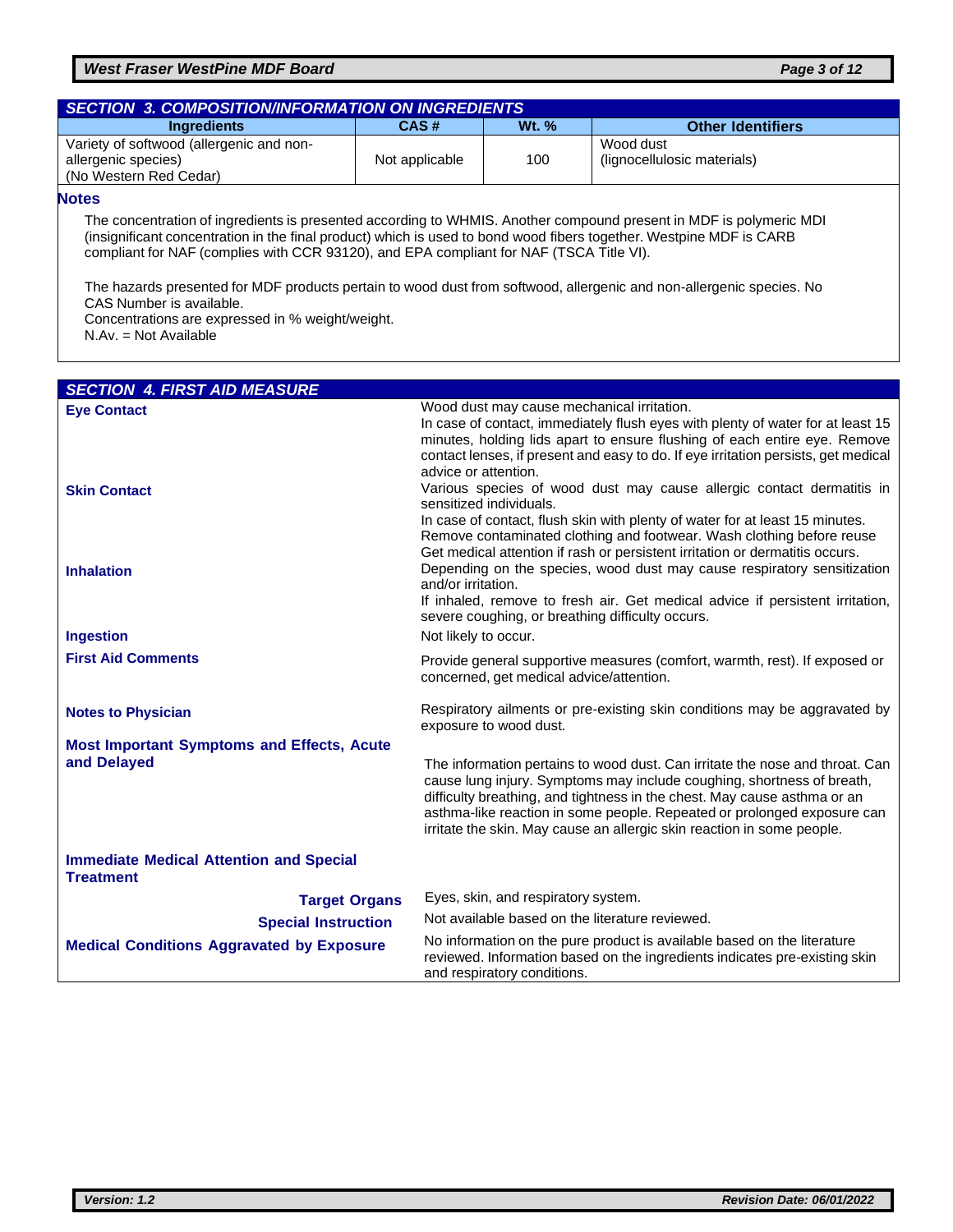## SECTION 3. COMPOSITION/INFORMATION ON INGREDIENTS

| Ingredients | CAS # | Wt. % | Other Identifiers |
|---|---|---|---|
| Variety of softwood (allergenic and non-allergenic species) (No Western Red Cedar) | Not applicable | 100 | Wood dust (lignocellulosic materials) |

### Notes

The concentration of ingredients is presented according to WHMIS. Another compound present in MDF is polymeric MDI (insignificant concentration in the final product) which is used to bond wood fibers together. Westpine MDF is CARB compliant for NAF (complies with CCR 93120), and EPA compliant for NAF (TSCA Title VI).

The hazards presented for MDF products pertain to wood dust from softwood, allergenic and non-allergenic species. No CAS Number is available.
Concentrations are expressed in % weight/weight.
N.Av. = Not Available

## SECTION 4. FIRST AID MEASURE

**Eye Contact**

Wood dust may cause mechanical irritation.
In case of contact, immediately flush eyes with plenty of water for at least 15 minutes, holding lids apart to ensure flushing of each entire eye. Remove contact lenses, if present and easy to do. If eye irritation persists, get medical advice or attention.

**Skin Contact**

Various species of wood dust may cause allergic contact dermatitis in sensitized individuals.
In case of contact, flush skin with plenty of water for at least 15 minutes. Remove contaminated clothing and footwear. Wash clothing before reuse Get medical attention if rash or persistent irritation or dermatitis occurs.

**Inhalation**

Depending on the species, wood dust may cause respiratory sensitization and/or irritation.
If inhaled, remove to fresh air. Get medical advice if persistent irritation, severe coughing, or breathing difficulty occurs.

**Ingestion**

Not likely to occur.

**First Aid Comments**

Provide general supportive measures (comfort, warmth, rest). If exposed or concerned, get medical advice/attention.

**Notes to Physician**

Respiratory ailments or pre-existing skin conditions may be aggravated by exposure to wood dust.

**Most Important Symptoms and Effects, Acute and Delayed**

The information pertains to wood dust. Can irritate the nose and throat. Can cause lung injury. Symptoms may include coughing, shortness of breath, difficulty breathing, and tightness in the chest. May cause asthma or an asthma-like reaction in some people. Repeated or prolonged exposure can irritate the skin. May cause an allergic skin reaction in some people.

**Immediate Medical Attention and Special Treatment**

**Target Organs**

Eyes, skin, and respiratory system.

**Special Instruction**

Not available based on the literature reviewed.

**Medical Conditions Aggravated by Exposure**

No information on the pure product is available based on the literature reviewed. Information based on the ingredients indicates pre-existing skin and respiratory conditions.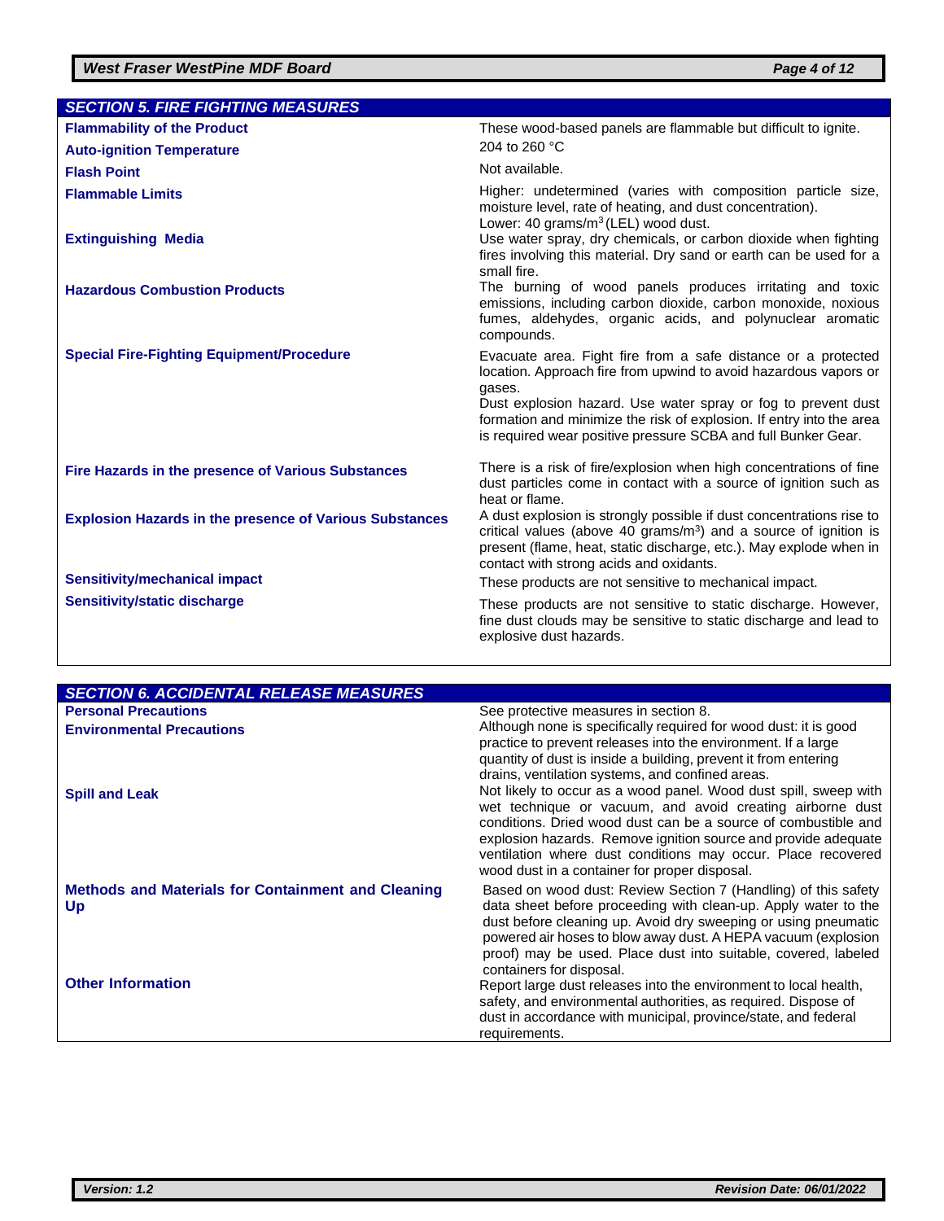## SECTION 5. FIRE FIGHTING MEASURES

| | |
|---|---|
| **Flammability of the Product** | These wood-based panels are flammable but difficult to ignite. |
| **Auto-ignition Temperature** | 204 to 260 °C |
| **Flash Point** | Not available. |
| **Flammable Limits** | Higher: undetermined (varies with composition particle size, moisture level, rate of heating, and dust concentration). Lower: 40 grams/m$^3$ (LEL) wood dust. |
| **Extinguishing Media** | Use water spray, dry chemicals, or carbon dioxide when fighting fires involving this material. Dry sand or earth can be used for a small fire. |
| **Hazardous Combustion Products** | The burning of wood panels produces irritating and toxic emissions, including carbon dioxide, carbon monoxide, noxious fumes, aldehydes, organic acids, and polynuclear aromatic compounds. |
| **Special Fire-Fighting Equipment/Procedure** | Evacuate area. Fight fire from a safe distance or a protected location. Approach fire from upwind to avoid hazardous vapors or gases. Dust explosion hazard. Use water spray or fog to prevent dust formation and minimize the risk of explosion. If entry into the area is required wear positive pressure SCBA and full Bunker Gear. |
| **Fire Hazards in the presence of Various Substances** | There is a risk of fire/explosion when high concentrations of fine dust particles come in contact with a source of ignition such as heat or flame. |
| **Explosion Hazards in the presence of Various Substances** | A dust explosion is strongly possible if dust concentrations rise to critical values (above 40 grams/m$^3$) and a source of ignition is present (flame, heat, static discharge, etc.). May explode when in contact with strong acids and oxidants. |
| **Sensitivity/mechanical impact** | These products are not sensitive to mechanical impact. |
| **Sensitivity/static discharge** | These products are not sensitive to static discharge. However, fine dust clouds may be sensitive to static discharge and lead to explosive dust hazards. |

## SECTION 6. ACCIDENTAL RELEASE MEASURES

| | |
|---|---|
| **Personal Precautions** | See protective measures in section 8. |
| **Environmental Precautions** | Although none is specifically required for wood dust: it is good practice to prevent releases into the environment. If a large quantity of dust is inside a building, prevent it from entering drains, ventilation systems, and confined areas. |
| **Spill and Leak** | Not likely to occur as a wood panel. Wood dust spill, sweep with wet technique or vacuum, and avoid creating airborne dust conditions. Dried wood dust can be a source of combustible and explosion hazards. Remove ignition source and provide adequate ventilation where dust conditions may occur. Place recovered wood dust in a container for proper disposal. |
| **Methods and Materials for Containment and Cleaning Up** | Based on wood dust: Review Section 7 (Handling) of this safety data sheet before proceeding with clean-up. Apply water to the dust before cleaning up. Avoid dry sweeping or using pneumatic powered air hoses to blow away dust. A HEPA vacuum (explosion proof) may be used. Place dust into suitable, covered, labeled containers for disposal. |
| **Other Information** | Report large dust releases into the environment to local health, safety, and environmental authorities, as required. Dispose of dust in accordance with municipal, province/state, and federal requirements. |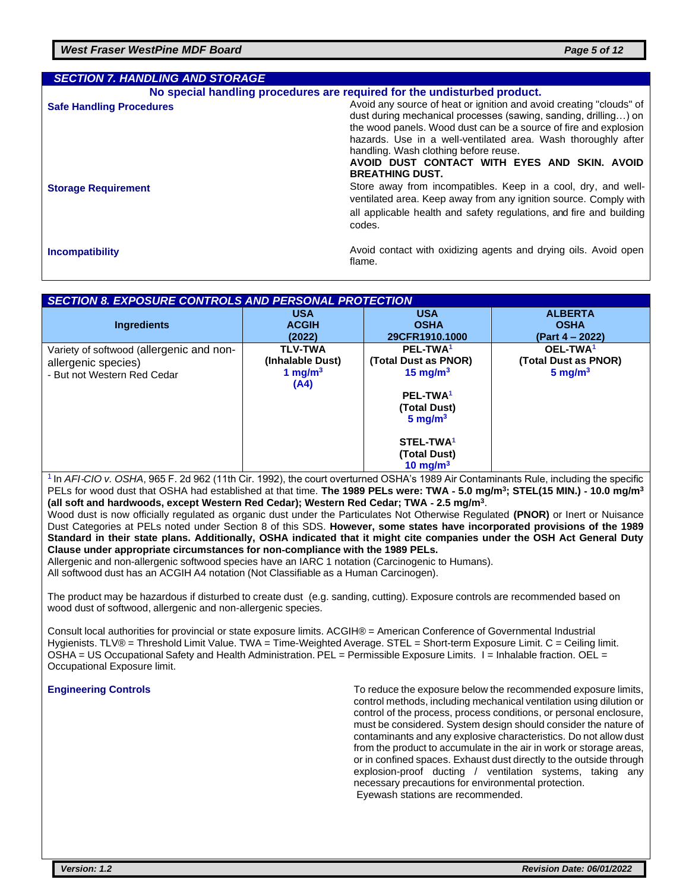## SECTION 7. HANDLING AND STORAGE

**No special handling procedures are required for the undisturbed product.**

**Safe Handling Procedures**

Avoid any source of heat or ignition and avoid creating "clouds" of dust during mechanical processes (sawing, sanding, drilling…) on the wood panels. Wood dust can be a source of fire and explosion hazards. Use in a well-ventilated area. Wash thoroughly after handling. Wash clothing before reuse.
**AVOID DUST CONTACT WITH EYES AND SKIN. AVOID BREATHING DUST.**

**Storage Requirement**

Store away from incompatibles. Keep in a cool, dry, and well-ventilated area. Keep away from any ignition source. Comply with all applicable health and safety regulations, and fire and building codes.

**Incompatibility**

Avoid contact with oxidizing agents and drying oils. Avoid open flame.

## SECTION 8. EXPOSURE CONTROLS AND PERSONAL PROTECTION

| Ingredients | USA ACGIH (2022) | USA OSHA 29CFR1910.1000 | ALBERTA OSHA (Part 4 – 2022) |
|---|---|---|---|
| Variety of softwood (allergenic and non-allergenic species) - But not Western Red Cedar | **TLV-TWA (Inhalable Dust) 1 mg/m³ (A4)** | **PEL-TWA[1] (Total Dust as PNOR) 15 mg/m³**<br>**PEL-TWA[1] (Total Dust) 5 mg/m³**<br>**STEL-TWA[1] (Total Dust) 10 mg/m³** | **OEL-TWA[1] (Total Dust as PNOR) 5 mg/m³** |

[1] In *AFI-CIO v. OSHA*, 965 F. 2d 962 (11th Cir. 1992), the court overturned OSHA's 1989 Air Contaminants Rule, including the specific PELs for wood dust that OSHA had established at that time. **The 1989 PELs were: TWA - 5.0 mg/m³; STEL(15 MIN.) - 10.0 mg/m³ (all soft and hardwoods, except Western Red Cedar); Western Red Cedar; TWA - 2.5 mg/m³**.
Wood dust is now officially regulated as organic dust under the Particulates Not Otherwise Regulated **(PNOR)** or Inert or Nuisance Dust Categories at PELs noted under Section 8 of this SDS. **However, some states have incorporated provisions of the 1989 Standard in their state plans. Additionally, OSHA indicated that it might cite companies under the OSH Act General Duty Clause under appropriate circumstances for non-compliance with the 1989 PELs.**
Allergenic and non-allergenic softwood species have an IARC 1 notation (Carcinogenic to Humans).
All softwood dust has an ACGIH A4 notation (Not Classifiable as a Human Carcinogen).

The product may be hazardous if disturbed to create dust (e.g. sanding, cutting). Exposure controls are recommended based on wood dust of softwood, allergenic and non-allergenic species.

Consult local authorities for provincial or state exposure limits. ACGIH® = American Conference of Governmental Industrial Hygienists. TLV® = Threshold Limit Value. TWA = Time-Weighted Average. STEL = Short-term Exposure Limit. C = Ceiling limit. OSHA = US Occupational Safety and Health Administration. PEL = Permissible Exposure Limits. I = Inhalable fraction. OEL = Occupational Exposure limit.

**Engineering Controls**

To reduce the exposure below the recommended exposure limits, control methods, including mechanical ventilation using dilution or control of the process, process conditions, or personal enclosure, must be considered. System design should consider the nature of contaminants and any explosive characteristics. Do not allow dust from the product to accumulate in the air in work or storage areas, or in confined spaces. Exhaust dust directly to the outside through explosion-proof ducting / ventilation systems, taking any necessary precautions for environmental protection.
Eyewash stations are recommended.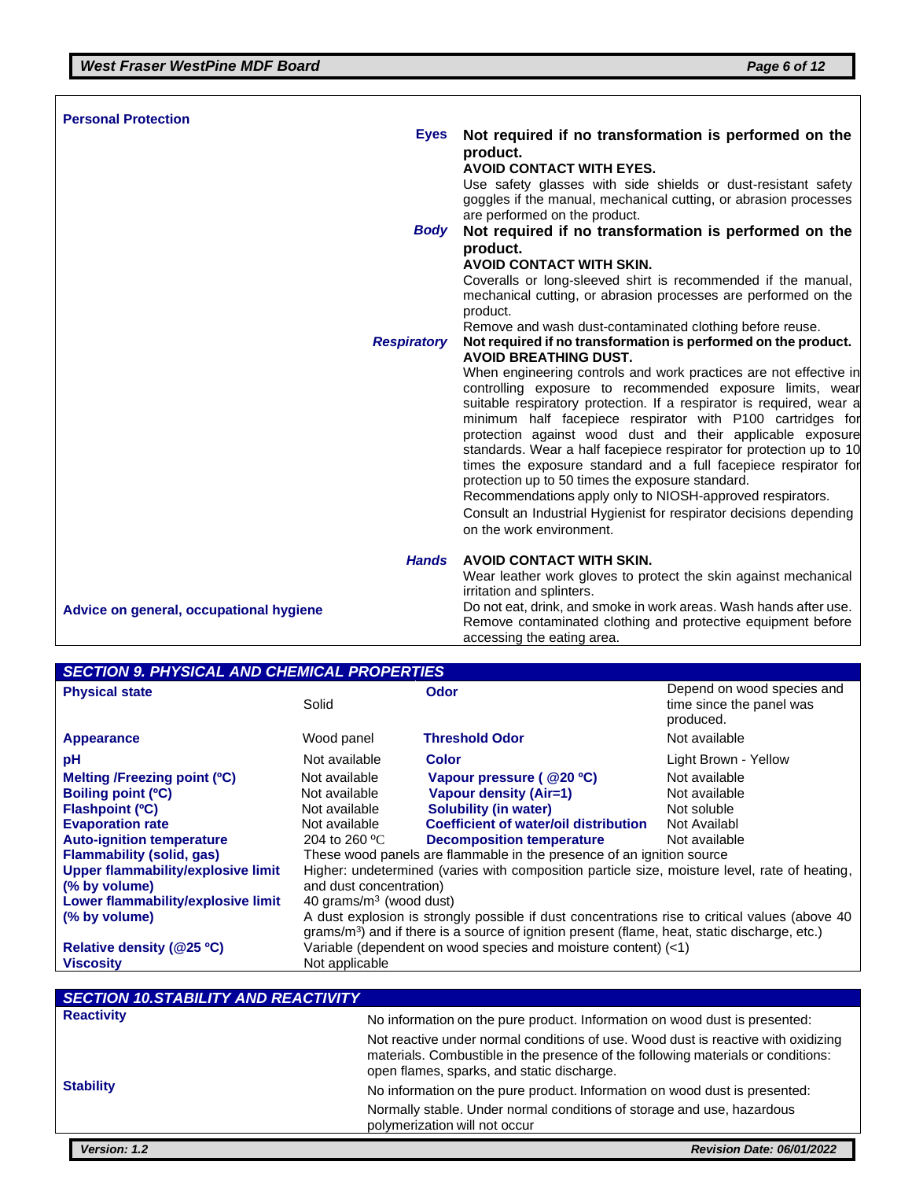**Personal Protection**

| | |
|---|---|
| ***Eyes*** | **Not required if no transformation is performed on the product.**<br>**AVOID CONTACT WITH EYES.**<br>Use safety glasses with side shields or dust-resistant safety goggles if the manual, mechanical cutting, or abrasion processes are performed on the product. |
| ***Body*** | **Not required if no transformation is performed on the product.**<br>**AVOID CONTACT WITH SKIN.**<br>Coveralls or long-sleeved shirt is recommended if the manual, mechanical cutting, or abrasion processes are performed on the product.<br>Remove and wash dust-contaminated clothing before reuse. |
| ***Respiratory*** | **Not required if no transformation is performed on the product.**<br>**AVOID BREATHING DUST.**<br>When engineering controls and work practices are not effective in controlling exposure to recommended exposure limits, wear suitable respiratory protection. If a respirator is required, wear a minimum half facepiece respirator with P100 cartridges for protection against wood dust and their applicable exposure standards. Wear a half facepiece respirator for protection up to 10 times the exposure standard and a full facepiece respirator for protection up to 50 times the exposure standard.<br>Recommendations apply only to NIOSH-approved respirators.<br>Consult an Industrial Hygienist for respirator decisions depending on the work environment. |
| ***Hands*** | **AVOID CONTACT WITH SKIN.**<br>Wear leather work gloves to protect the skin against mechanical irritation and splinters. |
| **Advice on general, occupational hygiene** | Do not eat, drink, and smoke in work areas. Wash hands after use. Remove contaminated clothing and protective equipment before accessing the eating area. |

## *SECTION 9. PHYSICAL AND CHEMICAL PROPERTIES*

| | | | |
|---|---|---|---|
| **Physical state** | Solid | **Odor** | Depend on wood species and time since the panel was produced. |
| **Appearance** | Wood panel | **Threshold Odor** | Not available |
| **pH** | Not available | **Color** | Light Brown - Yellow |
| **Melting /Freezing point (ºC)** | Not available | **Vapour pressure ( @20 ºC)** | Not available |
| **Boiling point (ºC)** | Not available | **Vapour density (Air=1)** | Not available |
| **Flashpoint (ºC)** | Not available | **Solubility (in water)** | Not soluble |
| **Evaporation rate** | Not available | **Coefficient of water/oil distribution** | Not Availabl |
| **Auto-ignition temperature** | 204 to 260 ºC | **Decomposition temperature** | Not available |
| **Flammability (solid, gas)** | These wood panels are flammable in the presence of an ignition source | | |
| **Upper flammability/explosive limit (% by volume)** | Higher: undetermined (varies with composition particle size, moisture level, rate of heating, and dust concentration) | | |
| **Lower flammability/explosive limit (% by volume)** | 40 grams/m$^3$ (wood dust)<br>A dust explosion is strongly possible if dust concentrations rise to critical values (above 40 grams/m$^3$) and if there is a source of ignition present (flame, heat, static discharge, etc.) | | |
| **Relative density (@25 ºC)** | Variable (dependent on wood species and moisture content) (<1) | | |
| **Viscosity** | Not applicable | | |

## *SECTION 10.STABILITY AND REACTIVITY*

| | |
|---|---|
| **Reactivity** | No information on the pure product. Information on wood dust is presented:<br>Not reactive under normal conditions of use. Wood dust is reactive with oxidizing materials. Combustible in the presence of the following materials or conditions: open flames, sparks, and static discharge. |
| **Stability** | No information on the pure product. Information on wood dust is presented:<br>Normally stable. Under normal conditions of storage and use, hazardous polymerization will not occur |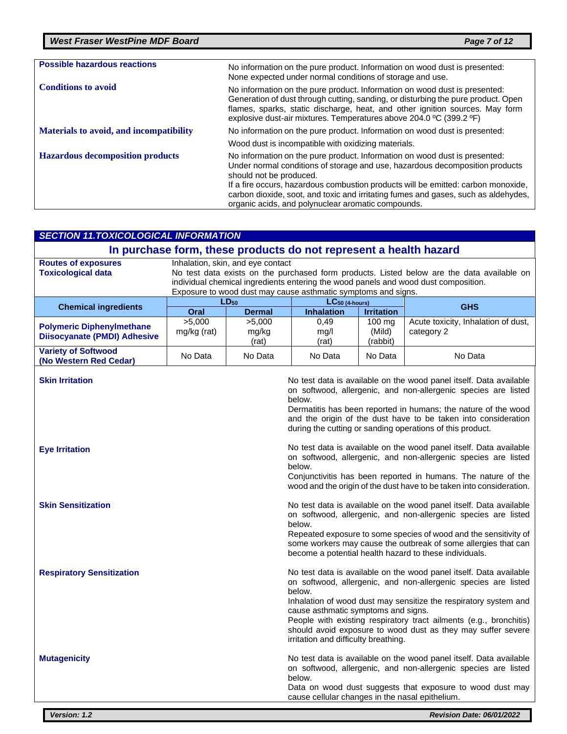| | |
|---|---|
| **Possible hazardous reactions** | No information on the pure product. Information on wood dust is presented: None expected under normal conditions of storage and use. |
| **Conditions to avoid** | No information on the pure product. Information on wood dust is presented: Generation of dust through cutting, sanding, or disturbing the pure product. Open flames, sparks, static discharge, heat, and other ignition sources. May form explosive dust-air mixtures. Temperatures above 204.0 ºC (399.2 ºF) |
| **Materials to avoid, and incompatibility** | No information on the pure product. Information on wood dust is presented: Wood dust is incompatible with oxidizing materials. |
| **Hazardous decomposition products** | No information on the pure product. Information on wood dust is presented: Under normal conditions of storage and use, hazardous decomposition products should not be produced. If a fire occurs, hazardous combustion products will be emitted: carbon monoxide, carbon dioxide, soot, and toxic and irritating fumes and gases, such as aldehydes, organic acids, and polynuclear aromatic compounds. |

## SECTION 11.TOXICOLOGICAL INFORMATION

### In purchase form, these products do not represent a health hazard

**Routes of exposures** Inhalation, skin, and eye contact

**Toxicological data** No test data exists on the purchased form products. Listed below are the data available on individual chemical ingredients entering the wood panels and wood dust composition.
Exposure to wood dust may cause asthmatic symptoms and signs.

| Chemical ingredients | $LD_{50}$ | | $LC_{50}$ (4-hours) | | GHS |
|---|---|---|---|---|---|
| | Oral | Dermal | Inhalation | Irritation | |
| **Polymeric Diphenylmethane Diisocyanate (PMDI) Adhesive** | >5,000 mg/kg (rat) | >5,000 mg/kg (rat) | 0,49 mg/l (rat) | 100 mg (Mild) (rabbit) | Acute toxicity, Inhalation of dust, category 2 |
| **Variety of Softwood (No Western Red Cedar)** | No Data | No Data | No Data | No Data | No Data |

**Skin Irritation**

No test data is available on the wood panel itself. Data available on softwood, allergenic, and non-allergenic species are listed below.
Dermatitis has been reported in humans; the nature of the wood and the origin of the dust have to be taken into consideration during the cutting or sanding operations of this product.

**Eye Irritation**

No test data is available on the wood panel itself. Data available on softwood, allergenic, and non-allergenic species are listed below.
Conjunctivitis has been reported in humans. The nature of the wood and the origin of the dust have to be taken into consideration.

**Skin Sensitization**

No test data is available on the wood panel itself. Data available on softwood, allergenic, and non-allergenic species are listed below.
Repeated exposure to some species of wood and the sensitivity of some workers may cause the outbreak of some allergies that can become a potential health hazard to these individuals.

**Respiratory Sensitization**

No test data is available on the wood panel itself. Data available on softwood, allergenic, and non-allergenic species are listed below.
Inhalation of wood dust may sensitize the respiratory system and cause asthmatic symptoms and signs.
People with existing respiratory tract ailments (e.g., bronchitis) should avoid exposure to wood dust as they may suffer severe irritation and difficulty breathing.

**Mutagenicity**

No test data is available on the wood panel itself. Data available on softwood, allergenic, and non-allergenic species are listed below.
Data on wood dust suggests that exposure to wood dust may cause cellular changes in the nasal epithelium.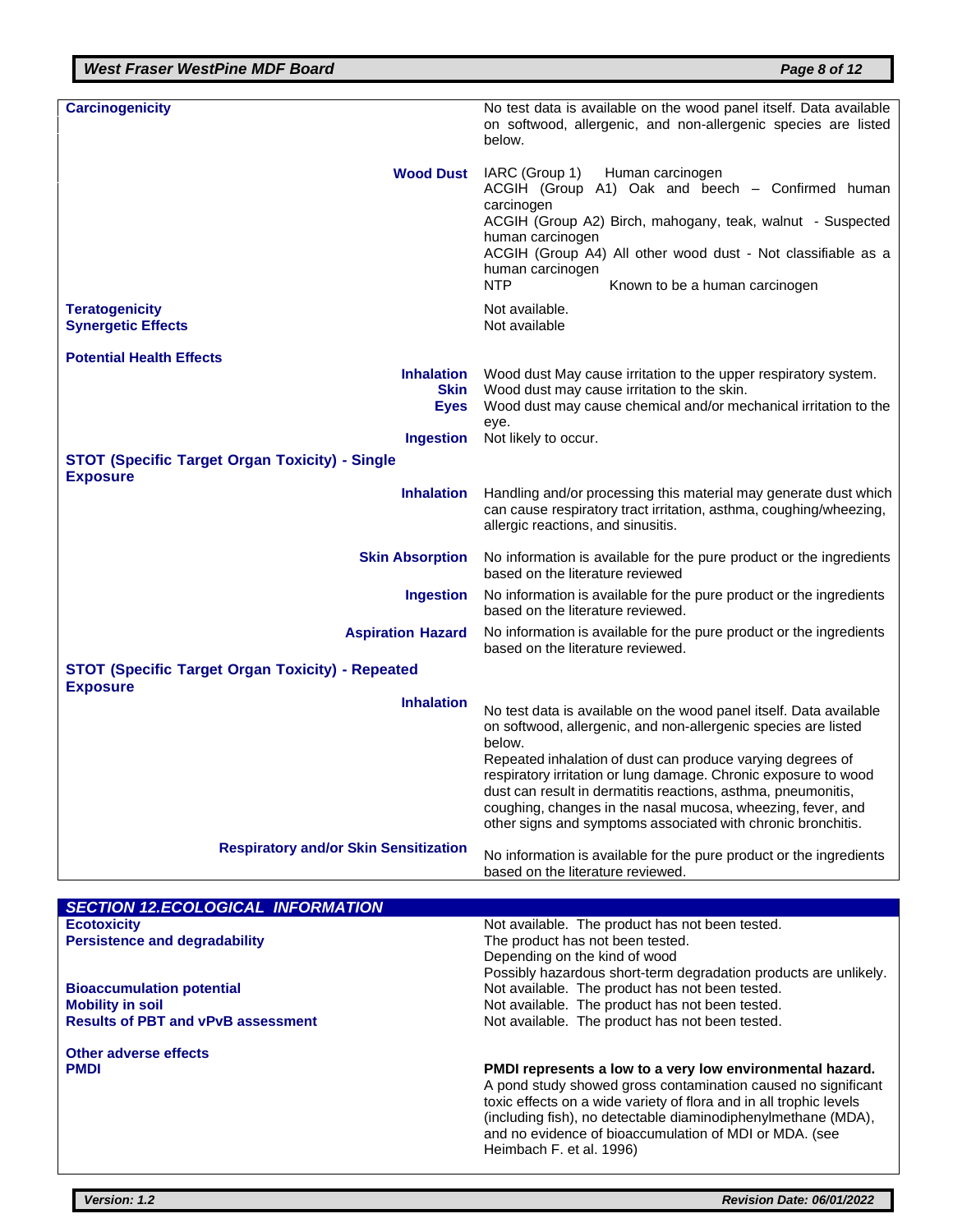| | |
|---|---|
| **Carcinogenicity** | No test data is available on the wood panel itself. Data available on softwood, allergenic, and non-allergenic species are listed below. |
| **Wood Dust** | IARC (Group 1) Human carcinogen<br>ACGIH (Group A1) Oak and beech – Confirmed human carcinogen<br>ACGIH (Group A2) Birch, mahogany, teak, walnut - Suspected human carcinogen<br>ACGIH (Group A4) All other wood dust - Not classifiable as a human carcinogen<br>NTP Known to be a human carcinogen |
| **Teratogenicity** | Not available. |
| **Synergetic Effects** | Not available |
| **Potential Health Effects** | |
| **Inhalation** | Wood dust May cause irritation to the upper respiratory system. |
| **Skin** | Wood dust may cause irritation to the skin. |
| **Eyes** | Wood dust may cause chemical and/or mechanical irritation to the eye. |
| **Ingestion** | Not likely to occur. |
| **STOT (Specific Target Organ Toxicity) - Single Exposure** | |
| **Inhalation** | Handling and/or processing this material may generate dust which can cause respiratory tract irritation, asthma, coughing/wheezing, allergic reactions, and sinusitis. |
| **Skin Absorption** | No information is available for the pure product or the ingredients based on the literature reviewed |
| **Ingestion** | No information is available for the pure product or the ingredients based on the literature reviewed. |
| **Aspiration Hazard** | No information is available for the pure product or the ingredients based on the literature reviewed. |
| **STOT (Specific Target Organ Toxicity) - Repeated Exposure** | |
| **Inhalation** | No test data is available on the wood panel itself. Data available on softwood, allergenic, and non-allergenic species are listed below.<br>Repeated inhalation of dust can produce varying degrees of respiratory irritation or lung damage. Chronic exposure to wood dust can result in dermatitis reactions, asthma, pneumonitis, coughing, changes in the nasal mucosa, wheezing, fever, and other signs and symptoms associated with chronic bronchitis. |
| **Respiratory and/or Skin Sensitization** | No information is available for the pure product or the ingredients based on the literature reviewed. |

## SECTION 12.ECOLOGICAL INFORMATION

| | |
|---|---|
| **Ecotoxicity** | Not available. The product has not been tested. |
| **Persistence and degradability** | The product has not been tested.<br>Depending on the kind of wood<br>Possibly hazardous short-term degradation products are unlikely. |
| **Bioaccumulation potential** | Not available. The product has not been tested. |
| **Mobility in soil** | Not available. The product has not been tested. |
| **Results of PBT and vPvB assessment** | Not available. The product has not been tested. |
| **Other adverse effects** | |
| **PMDI** | **PMDI represents a low to a very low environmental hazard.**<br>A pond study showed gross contamination caused no significant toxic effects on a wide variety of flora and in all trophic levels (including fish), no detectable diaminodiphenylmethane (MDA), and no evidence of bioaccumulation of MDI or MDA. (see Heimbach F. et al. 1996) |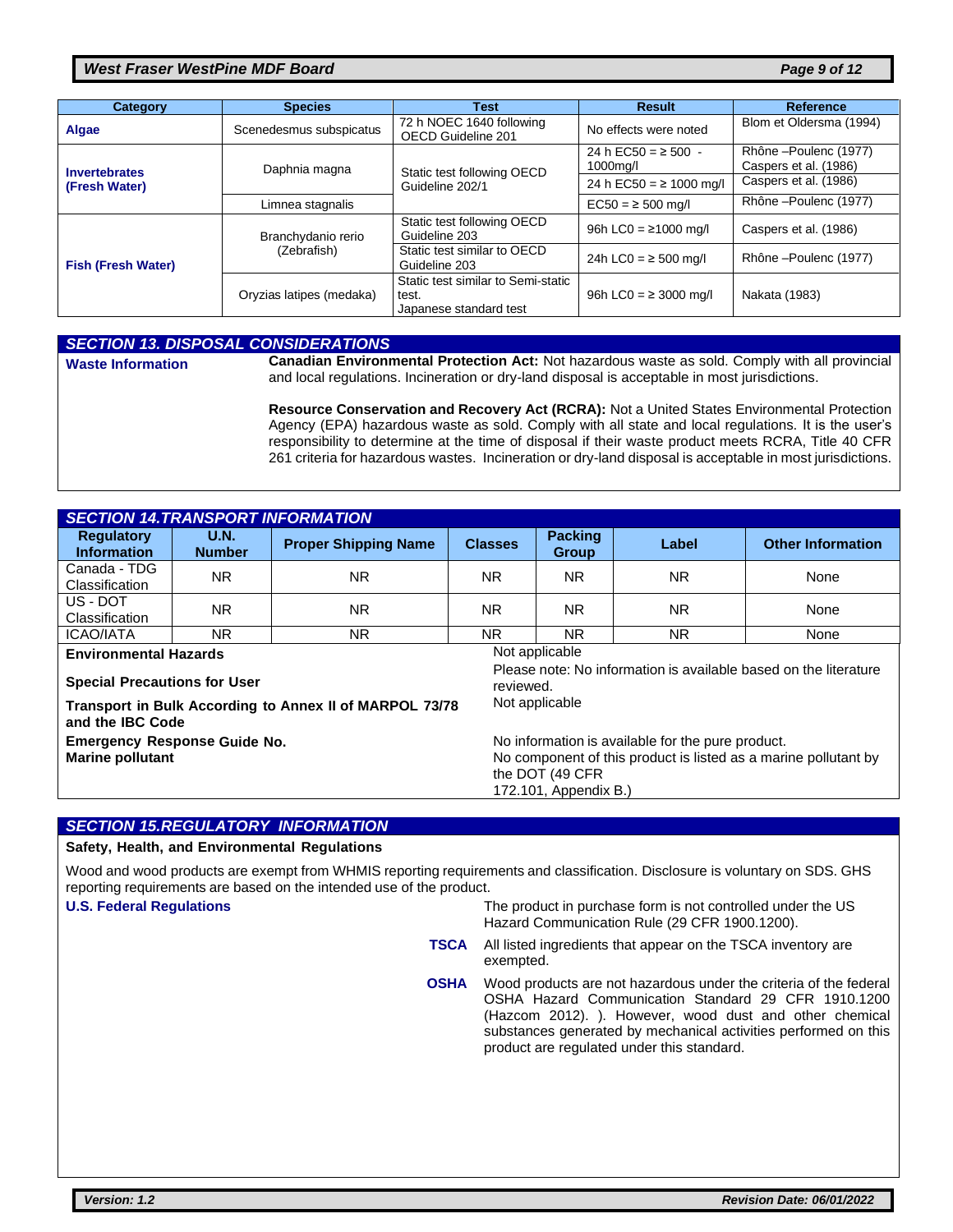| Category | Species | Test | Result | Reference |
|---|---|---|---|---|
| **Algae** | Scenedesmus subspicatus | 72 h NOEC 1640 following OECD Guideline 201 | No effects were noted | Blom et Oldersma (1994) |
| **Invertebrates (Fresh Water)** | Daphnia magna | Static test following OECD Guideline 202/1 | 24 h EC50 = ≥ 500 - 1000mg/l | Rhône –Poulenc (1977) Caspers et al. (1986) |
| | | | 24 h EC50 = ≥ 1000 mg/l | Caspers et al. (1986) |
| | Limnea stagnalis | | EC50 = ≥ 500 mg/l | Rhône –Poulenc (1977) |
| **Fish (Fresh Water)** | Branchydanio rerio (Zebrafish) | Static test following OECD Guideline 203 | 96h LC0 = ≥1000 mg/l | Caspers et al. (1986) |
| | | Static test similar to OECD Guideline 203 | 24h LC0 = ≥ 500 mg/l | Rhône –Poulenc (1977) |
| | Oryzias latipes (medaka) | Static test similar to Semi-static test. Japanese standard test | 96h LC0 = ≥ 3000 mg/l | Nakata (1983) |

## SECTION 13. DISPOSAL CONSIDERATIONS

**Waste Information**

**Canadian Environmental Protection Act:** Not hazardous waste as sold. Comply with all provincial and local regulations. Incineration or dry-land disposal is acceptable in most jurisdictions.

**Resource Conservation and Recovery Act (RCRA):** Not a United States Environmental Protection Agency (EPA) hazardous waste as sold. Comply with all state and local regulations. It is the user's responsibility to determine at the time of disposal if their waste product meets RCRA, Title 40 CFR 261 criteria for hazardous wastes. Incineration or dry-land disposal is acceptable in most jurisdictions.

## SECTION 14.TRANSPORT INFORMATION

| Regulatory Information | U.N. Number | Proper Shipping Name | Classes | Packing Group | Label | Other Information |
|---|---|---|---|---|---|---|
| Canada - TDG Classification | NR | NR | NR | NR | NR | None |
| US - DOT Classification | NR | NR | NR | NR | NR | None |
| ICAO/IATA | NR | NR | NR | NR | NR | None |

**Environmental Hazards**: Not applicable

**Special Precautions for User**: Please note: No information is available based on the literature reviewed.

**Transport in Bulk According to Annex II of MARPOL 73/78 and the IBC Code**: Not applicable

**Emergency Response Guide No.**: No information is available for the pure product.

**Marine pollutant**: No component of this product is listed as a marine pollutant by the DOT (49 CFR 172.101, Appendix B.)

## SECTION 15.REGULATORY INFORMATION

**Safety, Health, and Environmental Regulations**

Wood and wood products are exempt from WHMIS reporting requirements and classification. Disclosure is voluntary on SDS. GHS reporting requirements are based on the intended use of the product.

**U.S. Federal Regulations**: The product in purchase form is not controlled under the US Hazard Communication Rule (29 CFR 1900.1200).

**TSCA**: All listed ingredients that appear on the TSCA inventory are exempted.

**OSHA**: Wood products are not hazardous under the criteria of the federal OSHA Hazard Communication Standard 29 CFR 1910.1200 (Hazcom 2012). ). However, wood dust and other chemical substances generated by mechanical activities performed on this product are regulated under this standard.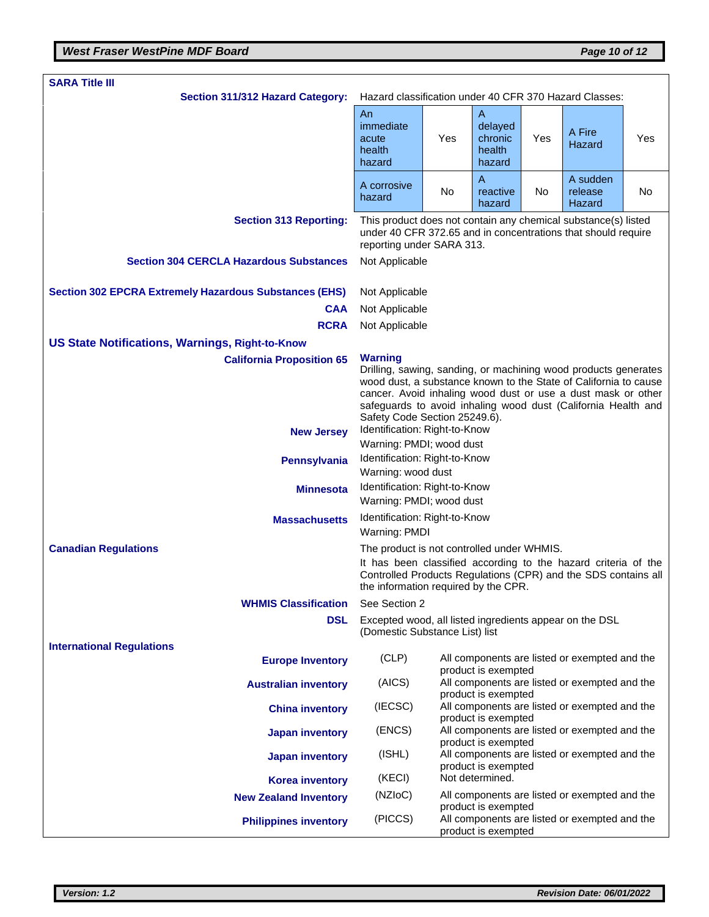### SARA Title III

**Section 311/312 Hazard Category:** Hazard classification under 40 CFR 370 Hazard Classes:

| | | | | | |
|---|---|---|---|---|---|
| An immediate acute health hazard | Yes | A delayed chronic health hazard | Yes | A Fire Hazard | Yes |
| A corrosive hazard | No | A reactive hazard | No | A sudden release Hazard | No |

**Section 313 Reporting:** This product does not contain any chemical substance(s) listed under 40 CFR 372.65 and in concentrations that should require reporting under SARA 313.

**Section 304 CERCLA Hazardous Substances:** Not Applicable

**Section 302 EPCRA Extremely Hazardous Substances (EHS):** Not Applicable

**CAA:** Not Applicable

**RCRA:** Not Applicable

### US State Notifications, Warnings, Right-to-Know

**California Proposition 65:** **Warning**
Drilling, sawing, sanding, or machining wood products generates wood dust, a substance known to the State of California to cause cancer. Avoid inhaling wood dust or use a dust mask or other safeguards to avoid inhaling wood dust (California Health and Safety Code Section 25249.6).

**New Jersey:** Identification: Right-to-Know
Warning: PMDI; wood dust

**Pennsylvania:** Identification: Right-to-Know
Warning: wood dust

**Minnesota:** Identification: Right-to-Know
Warning: PMDI; wood dust

**Massachusetts:** Identification: Right-to-Know
Warning: PMDI

### Canadian Regulations

The product is not controlled under WHMIS.
It has been classified according to the hazard criteria of the Controlled Products Regulations (CPR) and the SDS contains all the information required by the CPR.

**WHMIS Classification:** See Section 2

**DSL:** Excepted wood, all listed ingredients appear on the DSL (Domestic Substance List) list

### International Regulations

| Inventory | | Status |
|---|---|---|
| **Europe Inventory** | (CLP) | All components are listed or exempted and the product is exempted |
| **Australian inventory** | (AICS) | All components are listed or exempted and the product is exempted |
| **China inventory** | (IECSC) | All components are listed or exempted and the product is exempted |
| **Japan inventory** | (ENCS) | All components are listed or exempted and the product is exempted |
| **Japan inventory** | (ISHL) | All components are listed or exempted and the product is exempted |
| **Korea inventory** | (KECI) | Not determined. |
| **New Zealand Inventory** | (NZIoC) | All components are listed or exempted and the product is exempted |
| **Philippines inventory** | (PICCS) | All components are listed or exempted and the product is exempted |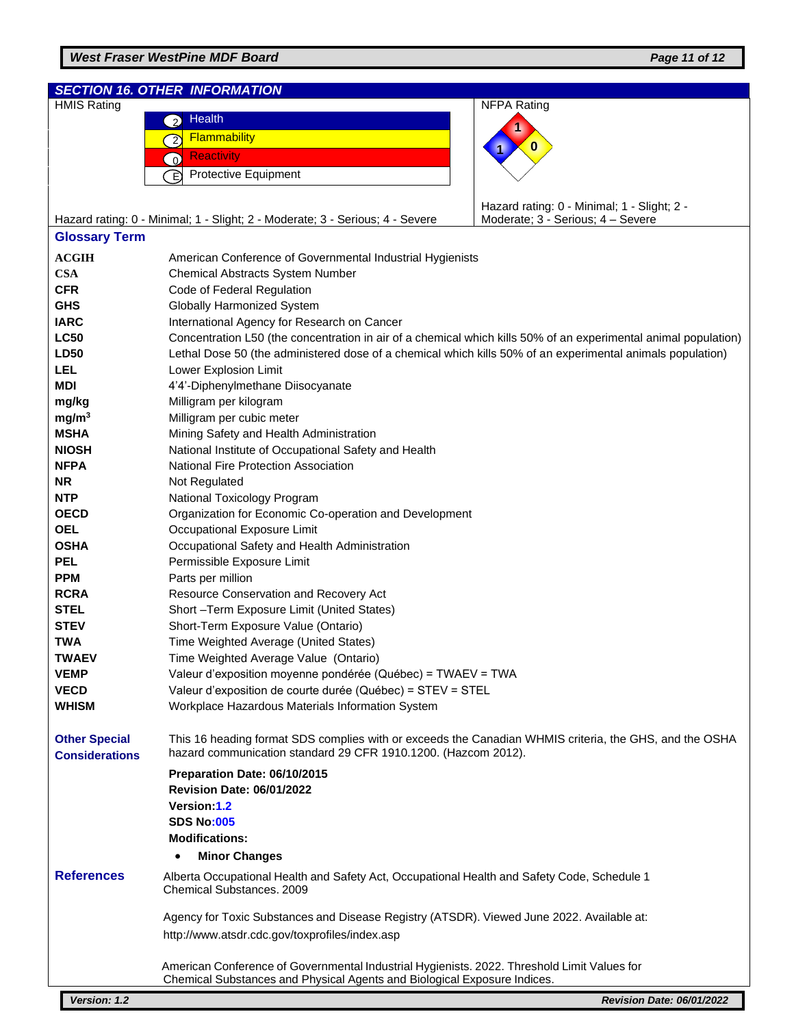## SECTION 16. OTHER INFORMATION

**HMIS Rating**

| Rating | Category |
|---|---|
| 2 | Health |
| 2 | Flammability |
| 0 | Reactivity |
| E | Protective Equipment |

Hazard rating: 0 - Minimal; 1 - Slight; 2 - Moderate; 3 - Serious; 4 - Severe

**NFPA Rating**

| Category | Rating |
|---|---|
| Health (blue) | 1 |
| Flammability (red) | 1 |
| Reactivity (yellow) | 0 |
| Special (white) | |

Hazard rating: 0 - Minimal; 1 - Slight; 2 - Moderate; 3 - Serious; 4 – Severe

### Glossary Term

| Term | Definition |
|---|---|
| **ACGIH** | American Conference of Governmental Industrial Hygienists |
| **CSA** | Chemical Abstracts System Number |
| **CFR** | Code of Federal Regulation |
| **GHS** | Globally Harmonized System |
| **IARC** | International Agency for Research on Cancer |
| **LC50** | Concentration L50 (the concentration in air of a chemical which kills 50% of an experimental animal population) |
| **LD50** | Lethal Dose 50 (the administered dose of a chemical which kills 50% of an experimental animals population) |
| **LEL** | Lower Explosion Limit |
| **MDI** | 4'4'-Diphenylmethane Diisocyanate |
| **mg/kg** | Milligram per kilogram |
| **mg/m$^3$** | Milligram per cubic meter |
| **MSHA** | Mining Safety and Health Administration |
| **NIOSH** | National Institute of Occupational Safety and Health |
| **NFPA** | National Fire Protection Association |
| **NR** | Not Regulated |
| **NTP** | National Toxicology Program |
| **OECD** | Organization for Economic Co-operation and Development |
| **OEL** | Occupational Exposure Limit |
| **OSHA** | Occupational Safety and Health Administration |
| **PEL** | Permissible Exposure Limit |
| **PPM** | Parts per million |
| **RCRA** | Resource Conservation and Recovery Act |
| **STEL** | Short –Term Exposure Limit (United States) |
| **STEV** | Short-Term Exposure Value (Ontario) |
| **TWA** | Time Weighted Average (United States) |
| **TWAEV** | Time Weighted Average Value (Ontario) |
| **VEMP** | Valeur d'exposition moyenne pondérée (Québec) = TWAEV = TWA |
| **VECD** | Valeur d'exposition de courte durée (Québec) = STEV = STEL |
| **WHISM** | Workplace Hazardous Materials Information System |

### Other Special Considerations

This 16 heading format SDS complies with or exceeds the Canadian WHMIS criteria, the GHS, and the OSHA hazard communication standard 29 CFR 1910.1200. (Hazcom 2012).

**Preparation Date: 06/10/2015**
**Revision Date: 06/01/2022**
**Version:1.2**
**SDS No:005**
**Modifications:**

- **Minor Changes**

### References

Alberta Occupational Health and Safety Act, Occupational Health and Safety Code, Schedule 1 Chemical Substances. 2009

Agency for Toxic Substances and Disease Registry (ATSDR). Viewed June 2022. Available at: http://www.atsdr.cdc.gov/toxprofiles/index.asp

American Conference of Governmental Industrial Hygienists. 2022. Threshold Limit Values for Chemical Substances and Physical Agents and Biological Exposure Indices.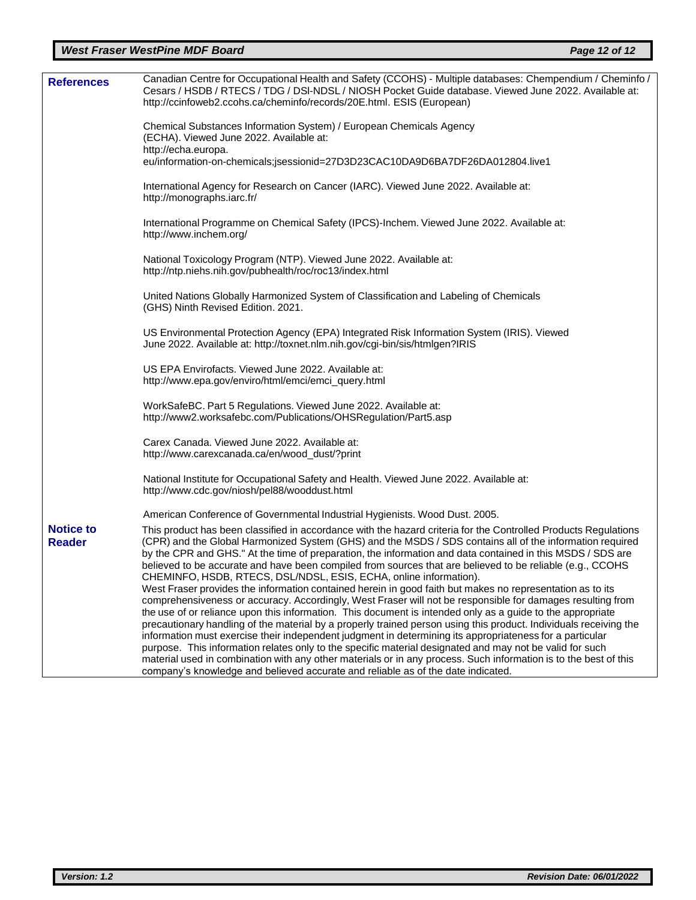## References

Canadian Centre for Occupational Health and Safety (CCOHS) - Multiple databases: Chempendium / Cheminfo / Cesars / HSDB / RTECS / TDG / DSl-NDSL / NIOSH Pocket Guide database. Viewed June 2022. Available at: http://ccinfoweb2.ccohs.ca/cheminfo/records/20E.html. ESIS (European)

Chemical Substances Information System) / European Chemicals Agency (ECHA). Viewed June 2022. Available at: http://echa.europa.eu/information-on-chemicals;jsessionid=27D3D23CAC10DA9D6BA7DF26DA012804.live1

International Agency for Research on Cancer (IARC). Viewed June 2022. Available at: http://monographs.iarc.fr/

International Programme on Chemical Safety (IPCS)-Inchem. Viewed June 2022. Available at: http://www.inchem.org/

National Toxicology Program (NTP). Viewed June 2022. Available at: http://ntp.niehs.nih.gov/pubhealth/roc/roc13/index.html

United Nations Globally Harmonized System of Classification and Labeling of Chemicals (GHS) Ninth Revised Edition. 2021.

US Environmental Protection Agency (EPA) Integrated Risk Information System (IRIS). Viewed June 2022. Available at: http://toxnet.nlm.nih.gov/cgi-bin/sis/htmlgen?IRIS

US EPA Envirofacts. Viewed June 2022. Available at: http://www.epa.gov/enviro/html/emci/emci_query.html

WorkSafeBC. Part 5 Regulations. Viewed June 2022. Available at: http://www2.worksafebc.com/Publications/OHSRegulation/Part5.asp

Carex Canada. Viewed June 2022. Available at: http://www.carexcanada.ca/en/wood_dust/?print

National Institute for Occupational Safety and Health. Viewed June 2022. Available at: http://www.cdc.gov/niosh/pel88/wooddust.html

American Conference of Governmental Industrial Hygienists. Wood Dust. 2005.

## Notice to Reader

This product has been classified in accordance with the hazard criteria for the Controlled Products Regulations (CPR) and the Global Harmonized System (GHS) and the MSDS / SDS contains all of the information required by the CPR and GHS." At the time of preparation, the information and data contained in this MSDS / SDS are believed to be accurate and have been compiled from sources that are believed to be reliable (e.g., CCOHS CHEMINFO, HSDB, RTECS, DSL/NDSL, ESIS, ECHA, online information).
West Fraser provides the information contained herein in good faith but makes no representation as to its comprehensiveness or accuracy. Accordingly, West Fraser will not be responsible for damages resulting from the use of or reliance upon this information. This document is intended only as a guide to the appropriate precautionary handling of the material by a properly trained person using this product. Individuals receiving the information must exercise their independent judgment in determining its appropriateness for a particular purpose. This information relates only to the specific material designated and may not be valid for such material used in combination with any other materials or in any process. Such information is to the best of this company's knowledge and believed accurate and reliable as of the date indicated.